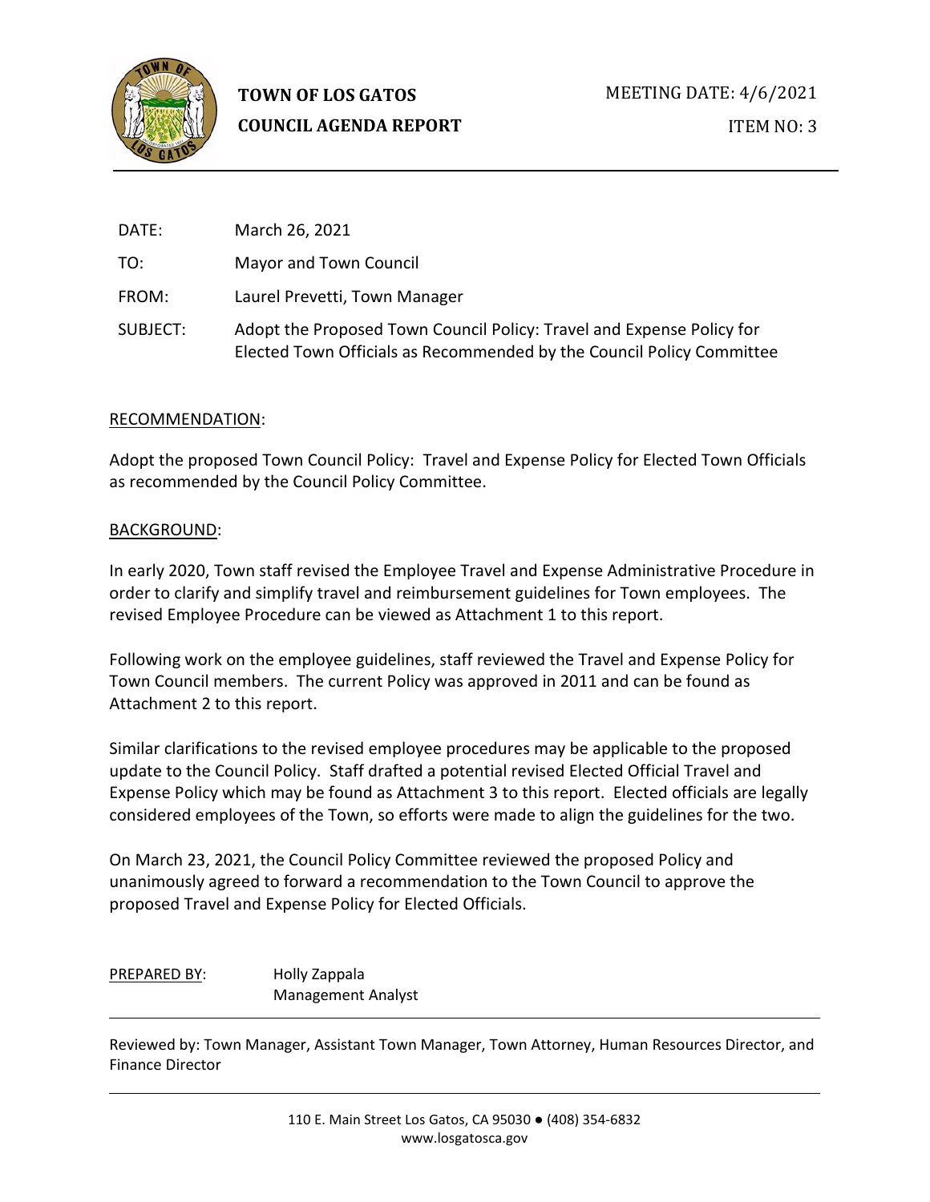**TOWN OF LOS GATOS**
**COUNCIL AGENDA REPORT**

MEETING DATE: 4/6/2021

ITEM NO: 3

DATE: March 26, 2021

TO: Mayor and Town Council

FROM: Laurel Prevetti, Town Manager

SUBJECT: Adopt the Proposed Town Council Policy: Travel and Expense Policy for Elected Town Officials as Recommended by the Council Policy Committee

RECOMMENDATION:

Adopt the proposed Town Council Policy: Travel and Expense Policy for Elected Town Officials as recommended by the Council Policy Committee.

BACKGROUND:

In early 2020, Town staff revised the Employee Travel and Expense Administrative Procedure in order to clarify and simplify travel and reimbursement guidelines for Town employees. The revised Employee Procedure can be viewed as Attachment 1 to this report.

Following work on the employee guidelines, staff reviewed the Travel and Expense Policy for Town Council members. The current Policy was approved in 2011 and can be found as Attachment 2 to this report.

Similar clarifications to the revised employee procedures may be applicable to the proposed update to the Council Policy. Staff drafted a potential revised Elected Official Travel and Expense Policy which may be found as Attachment 3 to this report. Elected officials are legally considered employees of the Town, so efforts were made to align the guidelines for the two.

On March 23, 2021, the Council Policy Committee reviewed the proposed Policy and unanimously agreed to forward a recommendation to the Town Council to approve the proposed Travel and Expense Policy for Elected Officials.

PREPARED BY: Holly Zappala
Management Analyst

---

Reviewed by: Town Manager, Assistant Town Manager, Town Attorney, Human Resources Director, and Finance Director

---

110 E. Main Street Los Gatos, CA 95030 ● (408) 354-6832
www.losgatosca.gov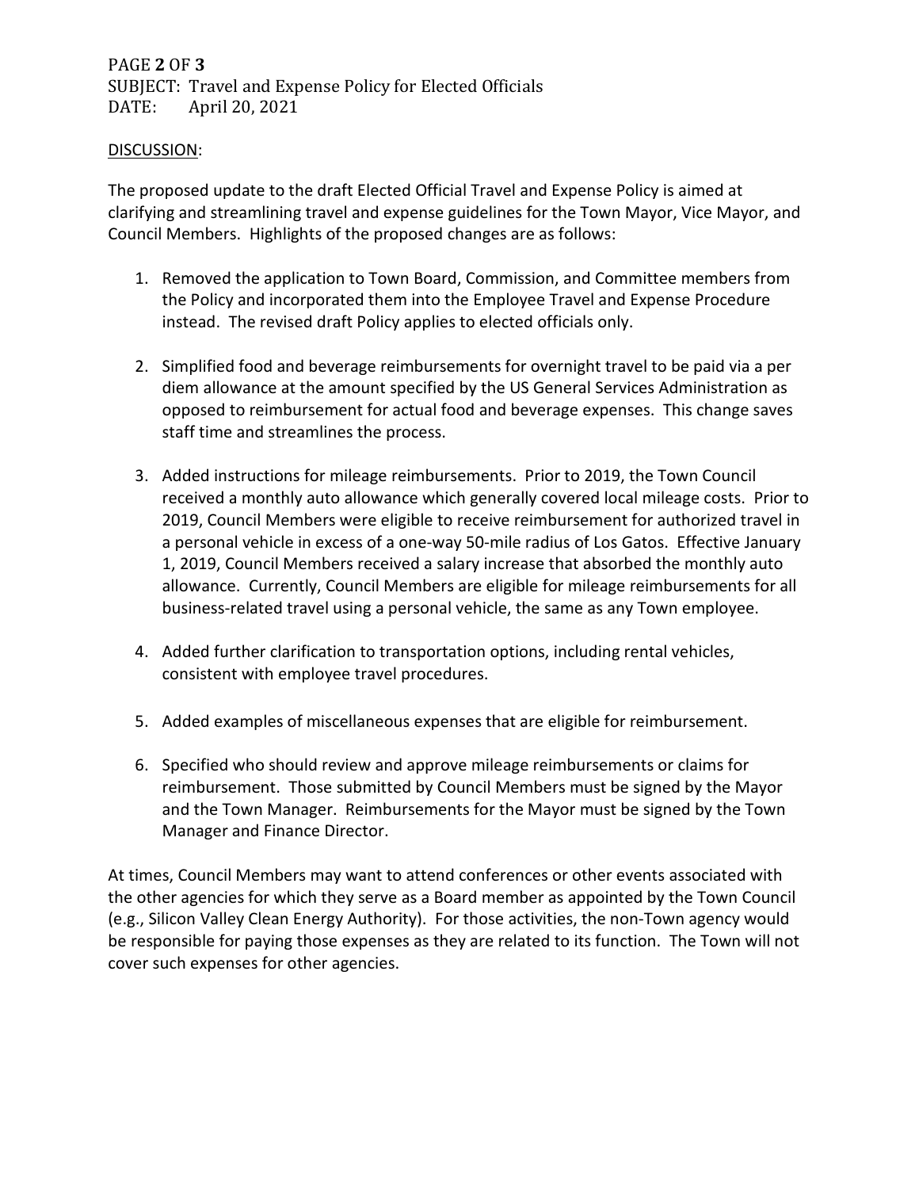## DISCUSSION:

The proposed update to the draft Elected Official Travel and Expense Policy is aimed at clarifying and streamlining travel and expense guidelines for the Town Mayor, Vice Mayor, and Council Members. Highlights of the proposed changes are as follows:

1. Removed the application to Town Board, Commission, and Committee members from the Policy and incorporated them into the Employee Travel and Expense Procedure instead. The revised draft Policy applies to elected officials only.

2. Simplified food and beverage reimbursements for overnight travel to be paid via a per diem allowance at the amount specified by the US General Services Administration as opposed to reimbursement for actual food and beverage expenses. This change saves staff time and streamlines the process.

3. Added instructions for mileage reimbursements. Prior to 2019, the Town Council received a monthly auto allowance which generally covered local mileage costs. Prior to 2019, Council Members were eligible to receive reimbursement for authorized travel in a personal vehicle in excess of a one-way 50-mile radius of Los Gatos. Effective January 1, 2019, Council Members received a salary increase that absorbed the monthly auto allowance. Currently, Council Members are eligible for mileage reimbursements for all business-related travel using a personal vehicle, the same as any Town employee.

4. Added further clarification to transportation options, including rental vehicles, consistent with employee travel procedures.

5. Added examples of miscellaneous expenses that are eligible for reimbursement.

6. Specified who should review and approve mileage reimbursements or claims for reimbursement. Those submitted by Council Members must be signed by the Mayor and the Town Manager. Reimbursements for the Mayor must be signed by the Town Manager and Finance Director.

At times, Council Members may want to attend conferences or other events associated with the other agencies for which they serve as a Board member as appointed by the Town Council (e.g., Silicon Valley Clean Energy Authority). For those activities, the non-Town agency would be responsible for paying those expenses as they are related to its function. The Town will not cover such expenses for other agencies.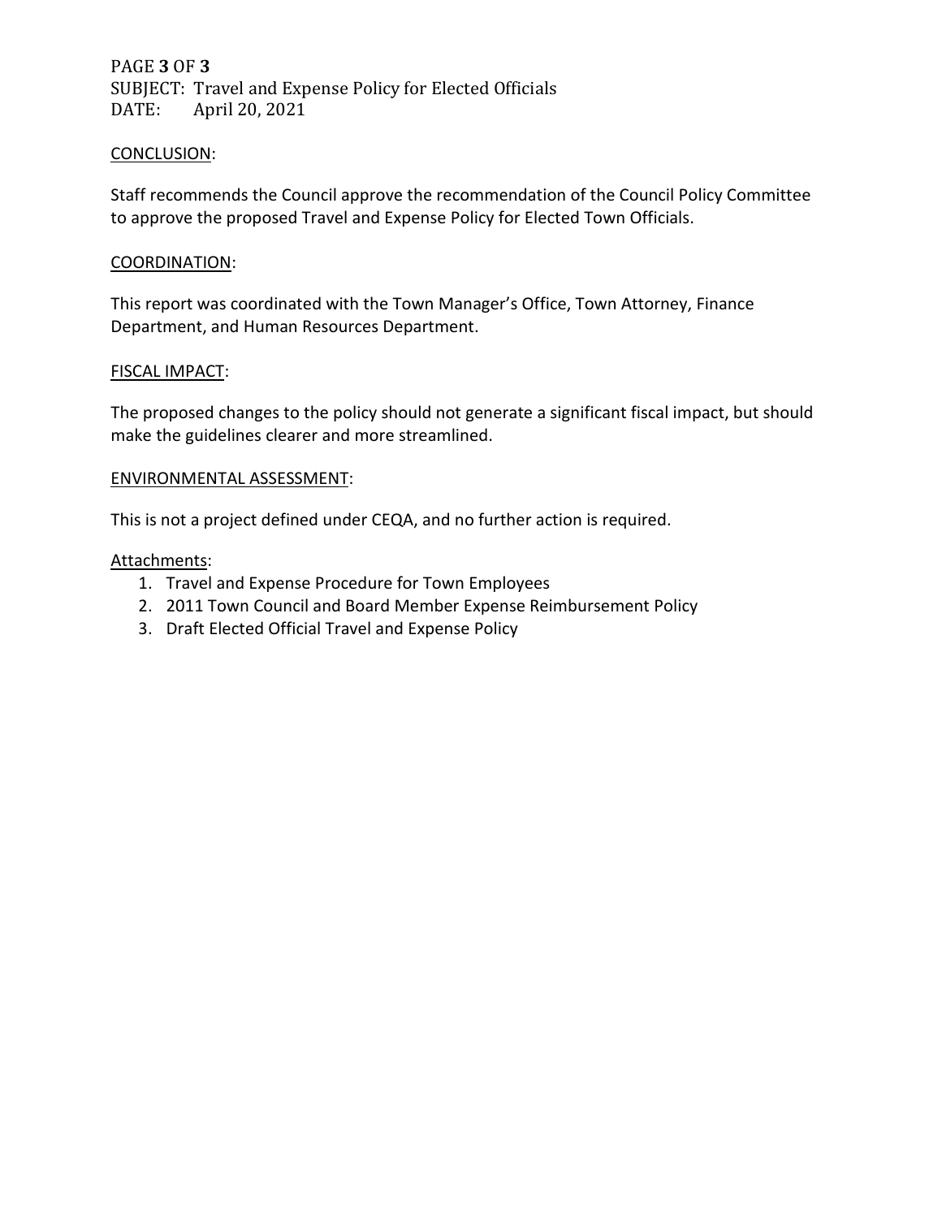CONCLUSION:

Staff recommends the Council approve the recommendation of the Council Policy Committee to approve the proposed Travel and Expense Policy for Elected Town Officials.

COORDINATION:

This report was coordinated with the Town Manager's Office, Town Attorney, Finance Department, and Human Resources Department.

FISCAL IMPACT:

The proposed changes to the policy should not generate a significant fiscal impact, but should make the guidelines clearer and more streamlined.

ENVIRONMENTAL ASSESSMENT:

This is not a project defined under CEQA, and no further action is required.

Attachments:

1. Travel and Expense Procedure for Town Employees
2. 2011 Town Council and Board Member Expense Reimbursement Policy
3. Draft Elected Official Travel and Expense Policy